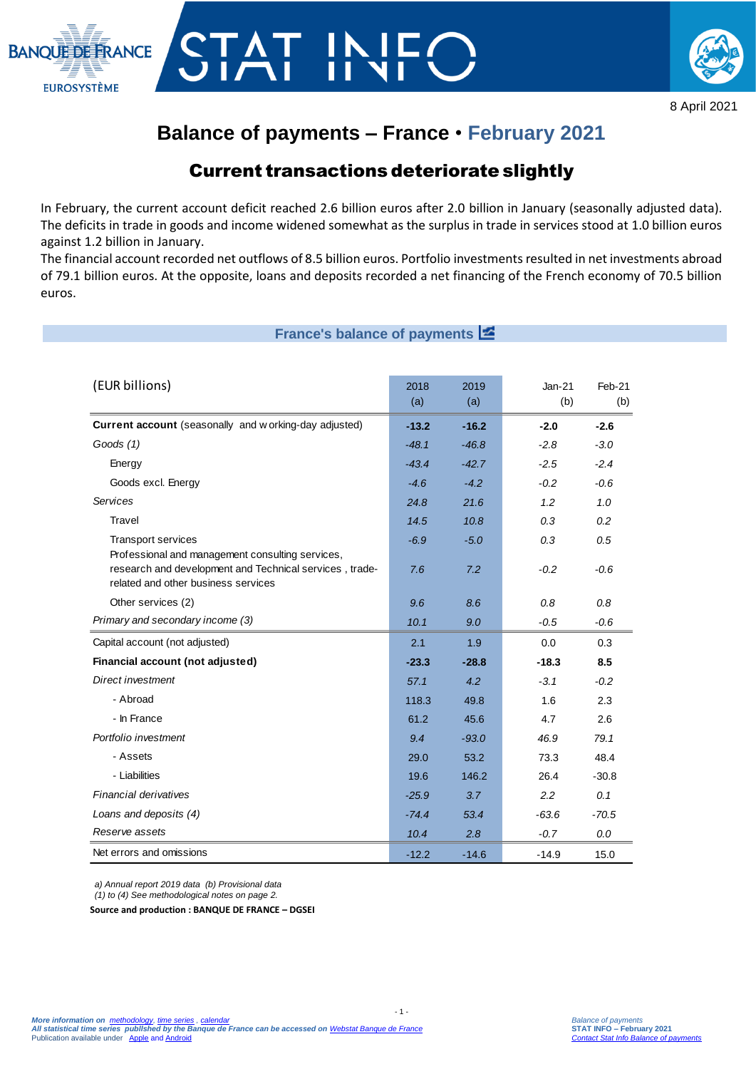8 April 2021

# Balance of payments – France • February 2021

## Current transactions deteriorate slightly

In February, the current account deficit reached 2.6 billion euros after 2.0 billion in January (seasonally adjusted data). The deficits in trade in goods and income widened somewhat as the surplus in trade in services stood at 1.0 billion euros against 1.2 billion in January.

The financial account recorded net outflows of 8.5 billion euros. Portfolio investments resulted in net investments abroad of 79.1 billion euros. At the opposite, loans and deposits recorded a net financing of the French economy of 70.5 billion euros.

### France's balance of payments

| (EUR billions) | 2018 (a) | 2019 (a) | Jan-21 (b) | Feb-21 (b) |
|---|---|---|---|---|
| **Current account** (seasonally and working-day adjusted) | **-13.2** | **-16.2** | **-2.0** | **-2.6** |
| *Goods (1)* | *-48.1* | *-46.8* | *-2.8* | *-3.0* |
| Energy | *-43.4* | *-42.7* | *-2.5* | *-2.4* |
| Goods excl. Energy | *-4.6* | *-4.2* | *-0.2* | *-0.6* |
| *Services* | *24.8* | *21.6* | *1.2* | *1.0* |
| Travel | *14.5* | *10.8* | *0.3* | *0.2* |
| Transport services | *-6.9* | *-5.0* | *0.3* | *0.5* |
| Professional and management consulting services, research and development and Technical services , trade-related and other business services | *7.6* | *7.2* | *-0.2* | *-0.6* |
| Other services (2) | *9.6* | *8.6* | *0.8* | *0.8* |
| *Primary and secondary income (3)* | *10.1* | *9.0* | *-0.5* | *-0.6* |
| Capital account (not adjusted) | 2.1 | 1.9 | 0.0 | 0.3 |
| **Financial account (not adjusted)** | **-23.3** | **-28.8** | **-18.3** | **8.5** |
| *Direct investment* | *57.1* | *4.2* | *-3.1* | *-0.2* |
| - Abroad | 118.3 | 49.8 | 1.6 | 2.3 |
| - In France | 61.2 | 45.6 | 4.7 | 2.6 |
| *Portfolio investment* | *9.4* | *-93.0* | *46.9* | *79.1* |
| - Assets | 29.0 | 53.2 | 73.3 | 48.4 |
| - Liabilities | 19.6 | 146.2 | 26.4 | -30.8 |
| *Financial derivatives* | *-25.9* | *3.7* | *2.2* | *0.1* |
| *Loans and deposits (4)* | *-74.4* | *53.4* | *-63.6* | *-70.5* |
| *Reserve assets* | *10.4* | *2.8* | *-0.7* | *0.0* |
| Net errors and omissions | -12.2 | -14.6 | -14.9 | 15.0 |

*a) Annual report 2019 data (b) Provisional data*
*(1) to (4) See methodological notes on page 2.*

**Source and production : BANQUE DE FRANCE – DGSEI**

*More information on methodology, time series , calendar*
*All statistical time series published by the Banque de France can be accessed on Webstat Banque de France*
Publication available under Apple and Android

*Balance of payments*
*STAT INFO – February 2021*
*Contact Stat Info Balance of payments*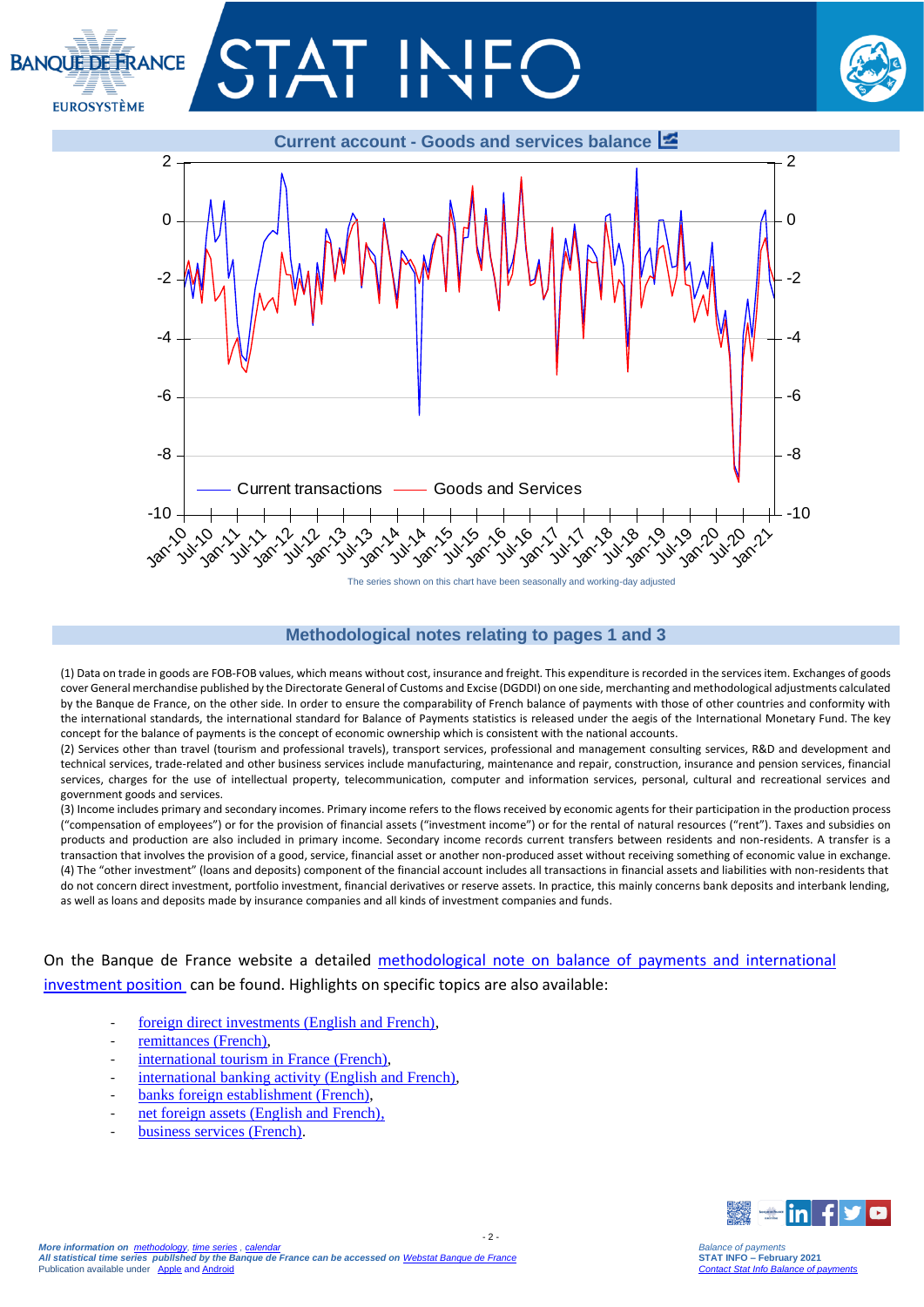## Current account - Goods and services balance

Current transactions — Goods and Services

The series shown on this chart have been seasonally and working-day adjusted

## Methodological notes relating to pages 1 and 3

(1) Data on trade in goods are FOB-FOB values, which means without cost, insurance and freight. This expenditure is recorded in the services item. Exchanges of goods cover General merchandise published by the Directorate General of Customs and Excise (DGDDI) on one side, merchanting and methodological adjustments calculated by the Banque de France, on the other side. In order to ensure the comparability of French balance of payments with those of other countries and conformity with the international standards, the international standard for Balance of Payments statistics is released under the aegis of the International Monetary Fund. The key concept for the balance of payments is the concept of economic ownership which is consistent with the national accounts.
(2) Services other than travel (tourism and professional travels), transport services, professional and management consulting services, R&D and development and technical services, trade-related and other business services include manufacturing, maintenance and repair, construction, insurance and pension services, financial services, charges for the use of intellectual property, telecommunication, computer and information services, personal, cultural and recreational services and government goods and services.
(3) Income includes primary and secondary incomes. Primary income refers to the flows received by economic agents for their participation in the production process ("compensation of employees") or for the provision of financial assets ("investment income") or for the rental of natural resources ("rent"). Taxes and subsidies on products and production are also included in primary income. Secondary income records current transfers between residents and non-residents. A transfer is a transaction that involves the provision of a good, service, financial asset or another non-produced asset without receiving something of economic value in exchange.
(4) The "other investment" (loans and deposits) component of the financial account includes all transactions in financial assets and liabilities with non-residents that do not concern direct investment, portfolio investment, financial derivatives or reserve assets. In practice, this mainly concerns bank deposits and interbank lending, as well as loans and deposits made by insurance companies and all kinds of investment companies and funds.

On the Banque de France website a detailed methodological note on balance of payments and international investment position can be found. Highlights on specific topics are also available:

- foreign direct investments (English and French),
- remittances (French),
- international tourism in France (French),
- international banking activity (English and French),
- banks foreign establishment (French),
- net foreign assets (English and French),
- business services (French).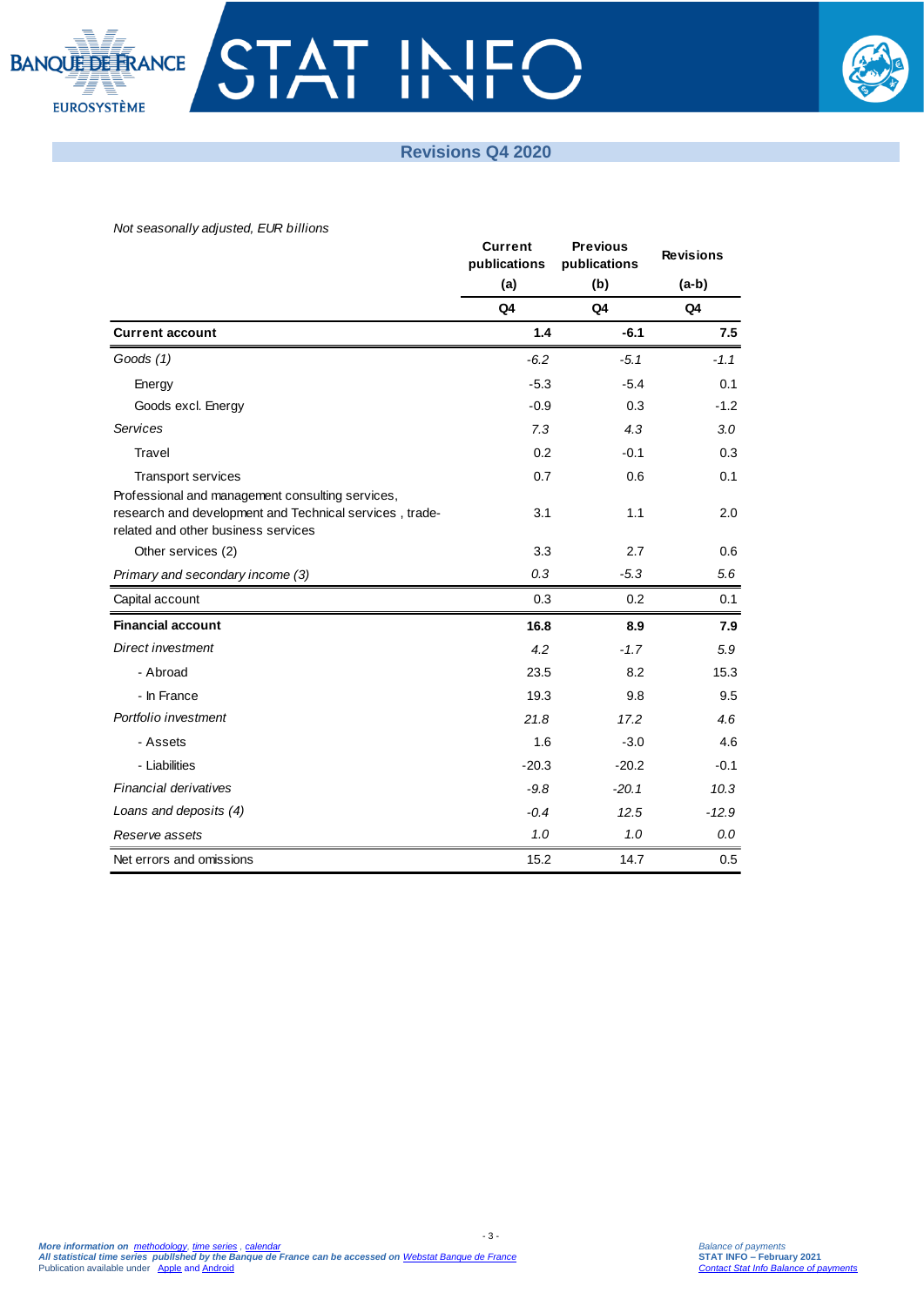## Revisions Q4 2020

*Not seasonally adjusted, EUR billions*

| | Current publications (a) | Previous publications (b) | Revisions (a-b) |
|---|---|---|---|
| | Q4 | Q4 | Q4 |
| **Current account** | **1.4** | **-6.1** | **7.5** |
| *Goods (1)* | *-6.2* | *-5.1* | *-1.1* |
| Energy | -5.3 | -5.4 | 0.1 |
| Goods excl. Energy | -0.9 | 0.3 | -1.2 |
| *Services* | *7.3* | *4.3* | *3.0* |
| Travel | 0.2 | -0.1 | 0.3 |
| Transport services | 0.7 | 0.6 | 0.1 |
| Professional and management consulting services, research and development and Technical services , trade-related and other business services | 3.1 | 1.1 | 2.0 |
| Other services (2) | 3.3 | 2.7 | 0.6 |
| *Primary and secondary income (3)* | *0.3* | *-5.3* | *5.6* |
| Capital account | 0.3 | 0.2 | 0.1 |
| **Financial account** | **16.8** | **8.9** | **7.9** |
| *Direct investment* | *4.2* | *-1.7* | *5.9* |
| - Abroad | 23.5 | 8.2 | 15.3 |
| - In France | 19.3 | 9.8 | 9.5 |
| *Portfolio investment* | *21.8* | *17.2* | *4.6* |
| - Assets | 1.6 | -3.0 | 4.6 |
| - Liabilities | -20.3 | -20.2 | -0.1 |
| *Financial derivatives* | *-9.8* | *-20.1* | *10.3* |
| *Loans and deposits (4)* | *-0.4* | *12.5* | *-12.9* |
| *Reserve assets* | *1.0* | *1.0* | *0.0* |
| Net errors and omissions | 15.2 | 14.7 | 0.5 |

*More information on methodology, time series , calendar*
*All statistical time series published by the Banque de France can be accessed on Webstat Banque de France*
Publication available under Apple and Android

*Balance of payments*
**STAT INFO – February 2021**
*Contact Stat Info Balance of payments*